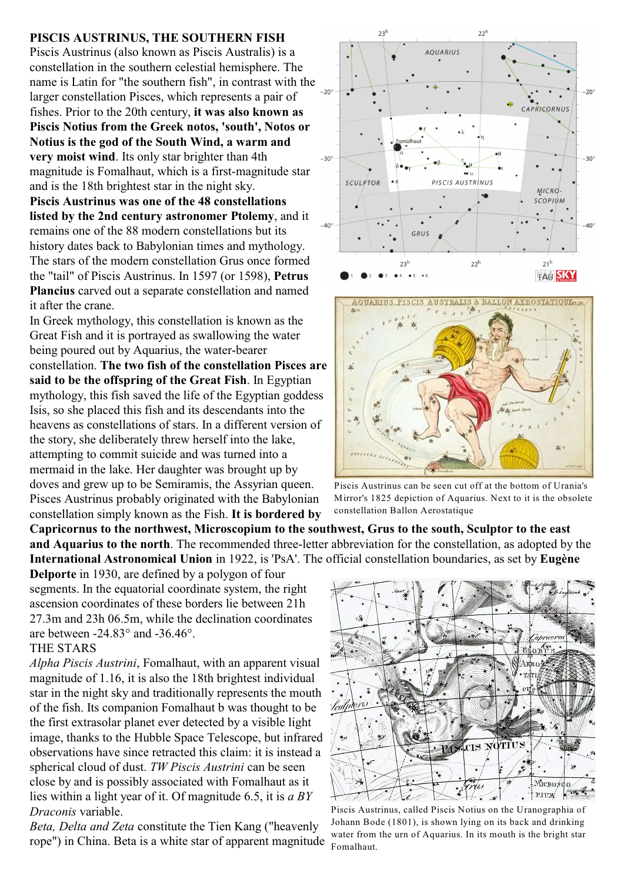**PISCIS AUSTRINUS, THE SOUTHERN FISH**

Piscis Austrinus (also known as Piscis Australis) is a constellation in the southern celestial hemisphere. The name is Latin for "the southern fish", in contrast with the larger constellation Pisces, which represents a pair of fishes. Prior to the 20th century, **it was also known as Piscis Notius from the Greek notos, 'south', Notos or Notius is the god of the South Wind, a warm and very moist wind**. Its only star brighter than 4th magnitude is Fomalhaut, which is a first-magnitude star and is the 18th brightest star in the night sky.

**Piscis Austrinus was one of the 48 constellations listed by the 2nd century astronomer Ptolemy**, and it remains one of the 88 modern constellations but its history dates back to Babylonian times and mythology. The stars of the modern constellation Grus once formed the "tail" of Piscis Austrinus. In 1597 (or 1598), **Petrus Plancius** carved out a separate constellation and named it after the crane.

In Greek mythology, this constellation is known as the Great Fish and it is portrayed as swallowing the water being poured out by Aquarius, the water-bearer constellation. **The two fish of the constellation Pisces are said to be the offspring of the Great Fish**. In Egyptian mythology, this fish saved the life of the Egyptian goddess Isis, so she placed this fish and its descendants into the heavens as constellations of stars. In a different version of the story, she deliberately threw herself into the lake, attempting to commit suicide and was turned into a mermaid in the lake. Her daughter was brought up by doves and grew up to be Semiramis, the Assyrian queen. Pisces Austrinus probably originated with the Babylonian constellation simply known as the Fish. **It is bordered by Capricornus to the northwest, Microscopium to the southwest, Grus to the south, Sculptor to the east and Aquarius to the north**. The recommended three-letter abbreviation for the constellation, as adopted by the **International Astronomical Union** in 1922, is 'PsA'. The official constellation boundaries, as set by **Eugène Delporte** in 1930, are defined by a polygon of four segments. In the equatorial coordinate system, the right ascension coordinates of these borders lie between 21h 27.3m and 23h 06.5m, while the declination coordinates are between -24.83° and -36.46°.

Piscis Austrinus can be seen cut off at the bottom of Urania's Mirror's 1825 depiction of Aquarius. Next to it is the obsolete constellation Ballon Aerostatique

THE STARS

*Alpha Piscis Austrini*, Fomalhaut, with an apparent visual magnitude of 1.16, it is also the 18th brightest individual star in the night sky and traditionally represents the mouth of the fish. Its companion Fomalhaut b was thought to be the first extrasolar planet ever detected by a visible light image, thanks to the Hubble Space Telescope, but infrared observations have since retracted this claim: it is instead a spherical cloud of dust. *TW Piscis Austrini* can be seen close by and is possibly associated with Fomalhaut as it lies within a light year of it. Of magnitude 6.5, it is *a BY Draconis* variable.

*Beta, Delta and Zeta* constitute the Tien Kang ("heavenly rope") in China. Beta is a white star of apparent magnitude

Piscis Austrinus, called Piscis Notius on the Uranographia of Johann Bode (1801), is shown lying on its back and drinking water from the urn of Aquarius. In its mouth is the bright star Fomalhaut.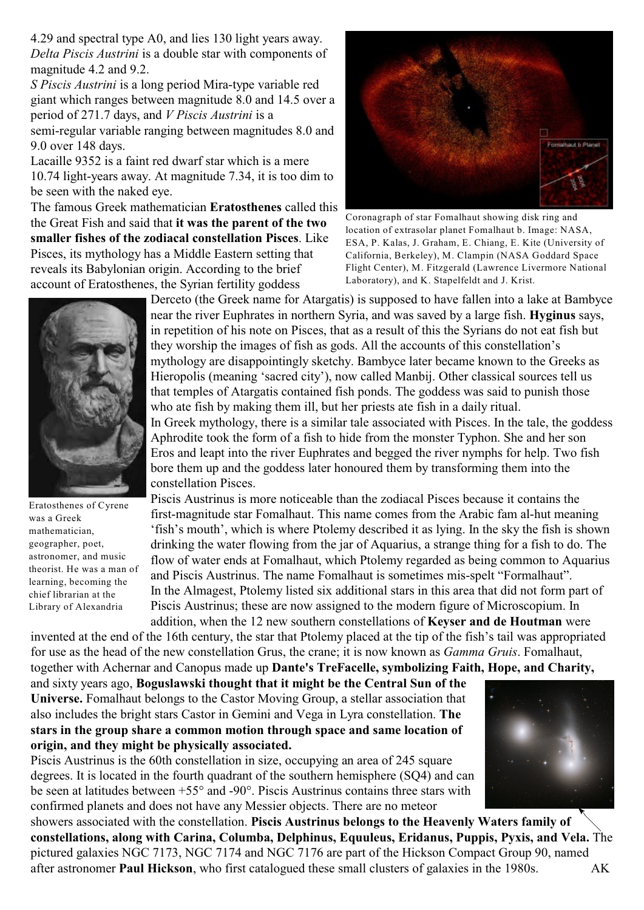4.29 and spectral type A0, and lies 130 light years away. *Delta Piscis Austrini* is a double star with components of magnitude 4.2 and 9.2.

*S Piscis Austrini* is a long period Mira-type variable red giant which ranges between magnitude 8.0 and 14.5 over a period of 271.7 days, and *V Piscis Austrini* is a semi-regular variable ranging between magnitudes 8.0 and 9.0 over 148 days.

Lacaille 9352 is a faint red dwarf star which is a mere 10.74 light-years away. At magnitude 7.34, it is too dim to be seen with the naked eye.

The famous Greek mathematician **Eratosthenes** called this the Great Fish and said that **it was the parent of the two smaller fishes of the zodiacal constellation Pisces**. Like Pisces, its mythology has a Middle Eastern setting that reveals its Babylonian origin. According to the brief account of Eratosthenes, the Syrian fertility goddess Derceto (the Greek name for Atargatis) is supposed to have fallen into a lake at Bambyce near the river Euphrates in northern Syria, and was saved by a large fish. **Hyginus** says, in repetition of his note on Pisces, that as a result of this the Syrians do not eat fish but they worship the images of fish as gods. All the accounts of this constellation's mythology are disappointingly sketchy. Bambyce later became known to the Greeks as Hieropolis (meaning 'sacred city'), now called Manbij. Other classical sources tell us that temples of Atargatis contained fish ponds. The goddess was said to punish those who ate fish by making them ill, but her priests ate fish in a daily ritual.

Coronagraph of star Fomalhaut showing disk ring and location of extrasolar planet Fomalhaut b. Image: NASA, ESA, P. Kalas, J. Graham, E. Chiang, E. Kite (University of California, Berkeley), M. Clampin (NASA Goddard Space Flight Center), M. Fitzgerald (Lawrence Livermore National Laboratory), and K. Stapelfeldt and J. Krist.

Eratosthenes of Cyrene was a Greek mathematician, geographer, poet, astronomer, and music theorist. He was a man of learning, becoming the chief librarian at the Library of Alexandria

In Greek mythology, there is a similar tale associated with Pisces. In the tale, the goddess Aphrodite took the form of a fish to hide from the monster Typhon. She and her son Eros and leapt into the river Euphrates and begged the river nymphs for help. Two fish bore them up and the goddess later honoured them by transforming them into the constellation Pisces.

Piscis Austrinus is more noticeable than the zodiacal Pisces because it contains the first-magnitude star Fomalhaut. This name comes from the Arabic fam al-hut meaning 'fish's mouth', which is where Ptolemy described it as lying. In the sky the fish is shown drinking the water flowing from the jar of Aquarius, a strange thing for a fish to do. The flow of water ends at Fomalhaut, which Ptolemy regarded as being common to Aquarius and Piscis Austrinus. The name Fomalhaut is sometimes mis-spelt "Formalhaut".

In the Almagest, Ptolemy listed six additional stars in this area that did not form part of Piscis Austrinus; these are now assigned to the modern figure of Microscopium. In addition, when the 12 new southern constellations of **Keyser and de Houtman** were invented at the end of the 16th century, the star that Ptolemy placed at the tip of the fish's tail was appropriated for use as the head of the new constellation Grus, the crane; it is now known as *Gamma Gruis*. Fomalhaut, together with Achernar and Canopus made up **Dante's TreFacelle, symbolizing Faith, Hope, and Charity,** and sixty years ago, **Boguslawski thought that it might be the Central Sun of the Universe.** Fomalhaut belongs to the Castor Moving Group, a stellar association that also includes the bright stars Castor in Gemini and Vega in Lyra constellation. **The stars in the group share a common motion through space and same location of origin, and they might be physically associated.**

Piscis Austrinus is the 60th constellation in size, occupying an area of 245 square degrees. It is located in the fourth quadrant of the southern hemisphere (SQ4) and can be seen at latitudes between +55° and -90°. Piscis Austrinus contains three stars with confirmed planets and does not have any Messier objects. There are no meteor showers associated with the constellation. **Piscis Austrinus belongs to the Heavenly Waters family of constellations, along with Carina, Columba, Delphinus, Equuleus, Eridanus, Puppis, Pyxis, and Vela.** The pictured galaxies NGC 7173, NGC 7174 and NGC 7176 are part of the Hickson Compact Group 90, named after astronomer **Paul Hickson**, who first catalogued these small clusters of galaxies in the 1980s. AK